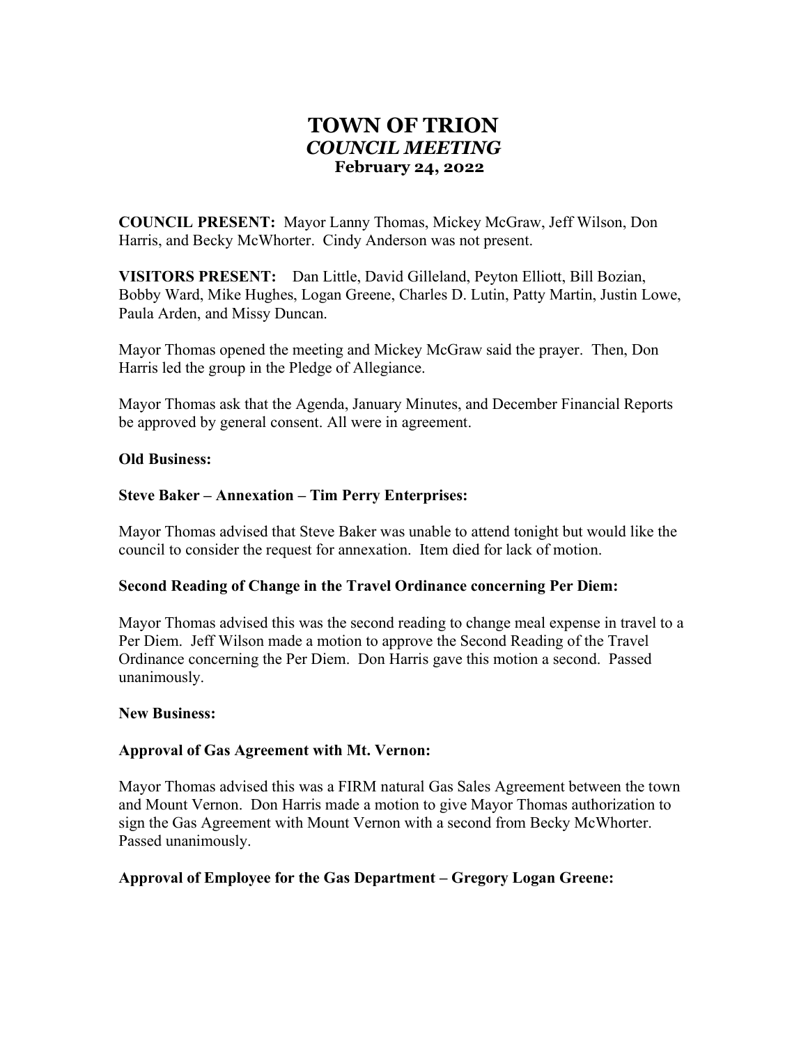# TOWN OF TRION
## *COUNCIL MEETING*
### February 24, 2022

**COUNCIL PRESENT:** Mayor Lanny Thomas, Mickey McGraw, Jeff Wilson, Don Harris, and Becky McWhorter. Cindy Anderson was not present.

**VISITORS PRESENT:** Dan Little, David Gilleland, Peyton Elliott, Bill Bozian, Bobby Ward, Mike Hughes, Logan Greene, Charles D. Lutin, Patty Martin, Justin Lowe, Paula Arden, and Missy Duncan.

Mayor Thomas opened the meeting and Mickey McGraw said the prayer. Then, Don Harris led the group in the Pledge of Allegiance.

Mayor Thomas ask that the Agenda, January Minutes, and December Financial Reports be approved by general consent. All were in agreement.

**Old Business:**

**Steve Baker – Annexation – Tim Perry Enterprises:**

Mayor Thomas advised that Steve Baker was unable to attend tonight but would like the council to consider the request for annexation. Item died for lack of motion.

**Second Reading of Change in the Travel Ordinance concerning Per Diem:**

Mayor Thomas advised this was the second reading to change meal expense in travel to a Per Diem. Jeff Wilson made a motion to approve the Second Reading of the Travel Ordinance concerning the Per Diem. Don Harris gave this motion a second. Passed unanimously.

**New Business:**

**Approval of Gas Agreement with Mt. Vernon:**

Mayor Thomas advised this was a FIRM natural Gas Sales Agreement between the town and Mount Vernon. Don Harris made a motion to give Mayor Thomas authorization to sign the Gas Agreement with Mount Vernon with a second from Becky McWhorter. Passed unanimously.

**Approval of Employee for the Gas Department – Gregory Logan Greene:**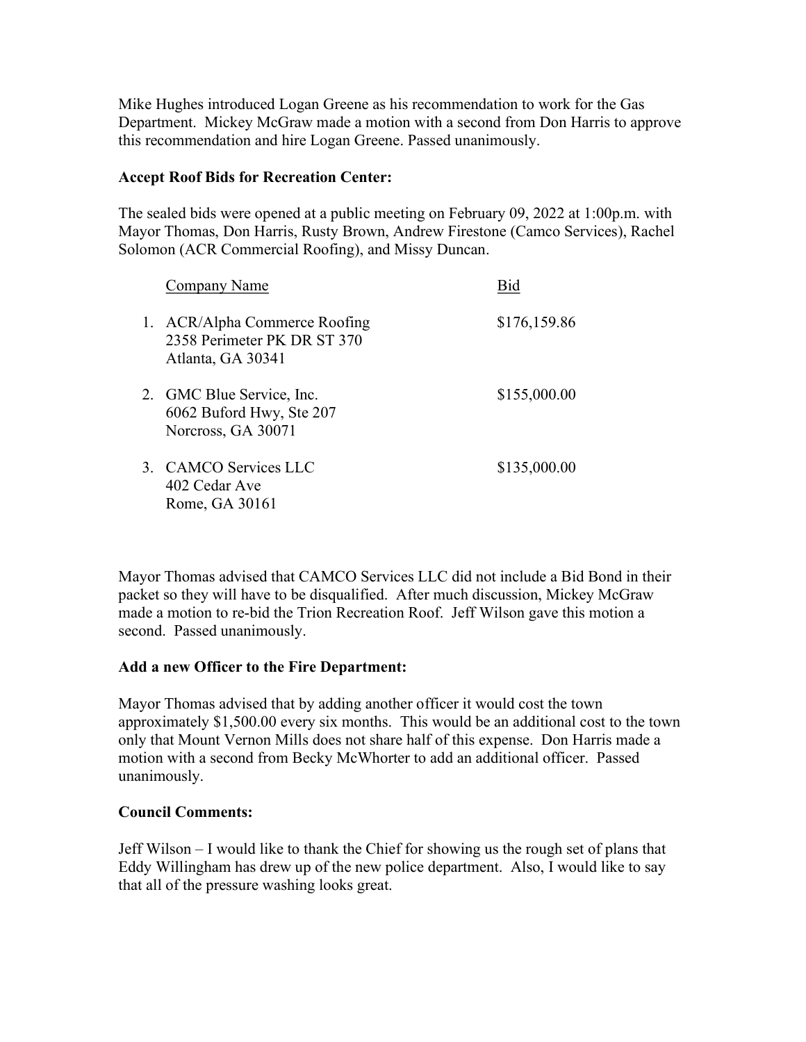Mike Hughes introduced Logan Greene as his recommendation to work for the Gas Department. Mickey McGraw made a motion with a second from Don Harris to approve this recommendation and hire Logan Greene. Passed unanimously.

**Accept Roof Bids for Recreation Center:**

The sealed bids were opened at a public meeting on February 09, 2022 at 1:00p.m. with Mayor Thomas, Don Harris, Rusty Brown, Andrew Firestone (Camco Services), Rachel Solomon (ACR Commercial Roofing), and Missy Duncan.

| Company Name | Bid |
|---|---|
| 1. ACR/Alpha Commerce Roofing<br>2358 Perimeter PK DR ST 370<br>Atlanta, GA 30341 | $176,159.86 |
| 2. GMC Blue Service, Inc.<br>6062 Buford Hwy, Ste 207<br>Norcross, GA 30071 | $155,000.00 |
| 3. CAMCO Services LLC<br>402 Cedar Ave<br>Rome, GA 30161 | $135,000.00 |

Mayor Thomas advised that CAMCO Services LLC did not include a Bid Bond in their packet so they will have to be disqualified. After much discussion, Mickey McGraw made a motion to re-bid the Trion Recreation Roof. Jeff Wilson gave this motion a second. Passed unanimously.

**Add a new Officer to the Fire Department:**

Mayor Thomas advised that by adding another officer it would cost the town approximately $1,500.00 every six months. This would be an additional cost to the town only that Mount Vernon Mills does not share half of this expense. Don Harris made a motion with a second from Becky McWhorter to add an additional officer. Passed unanimously.

**Council Comments:**

Jeff Wilson – I would like to thank the Chief for showing us the rough set of plans that Eddy Willingham has drew up of the new police department. Also, I would like to say that all of the pressure washing looks great.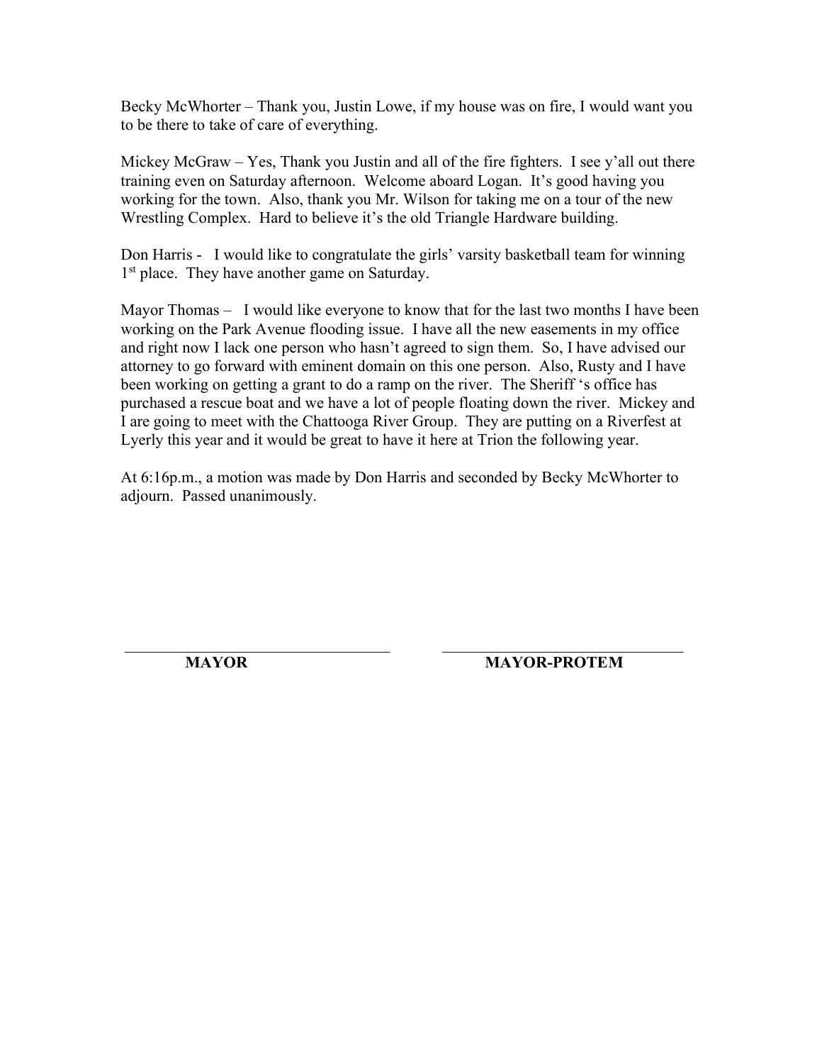Becky McWhorter – Thank you, Justin Lowe, if my house was on fire, I would want you to be there to take of care of everything.

Mickey McGraw – Yes, Thank you Justin and all of the fire fighters. I see y'all out there training even on Saturday afternoon. Welcome aboard Logan. It's good having you working for the town. Also, thank you Mr. Wilson for taking me on a tour of the new Wrestling Complex. Hard to believe it's the old Triangle Hardware building.

Don Harris - I would like to congratulate the girls' varsity basketball team for winning 1st place. They have another game on Saturday.

Mayor Thomas – I would like everyone to know that for the last two months I have been working on the Park Avenue flooding issue. I have all the new easements in my office and right now I lack one person who hasn't agreed to sign them. So, I have advised our attorney to go forward with eminent domain on this one person. Also, Rusty and I have been working on getting a grant to do a ramp on the river. The Sheriff 's office has purchased a rescue boat and we have a lot of people floating down the river. Mickey and I are going to meet with the Chattooga River Group. They are putting on a Riverfest at Lyerly this year and it would be great to have it here at Trion the following year.

At 6:16p.m., a motion was made by Don Harris and seconded by Becky McWhorter to adjourn. Passed unanimously.

\_\_\_\_\_\_\_\_\_\_\_\_\_\_\_\_\_\_\_\_\_\_\_\_\_\_\_\_\_\_\_\_\_\_\_\_

**MAYOR**

\_\_\_\_\_\_\_\_\_\_\_\_\_\_\_\_\_\_\_\_\_\_\_\_\_\_\_\_\_\_\_\_\_\_\_\_

**MAYOR-PROTEM**